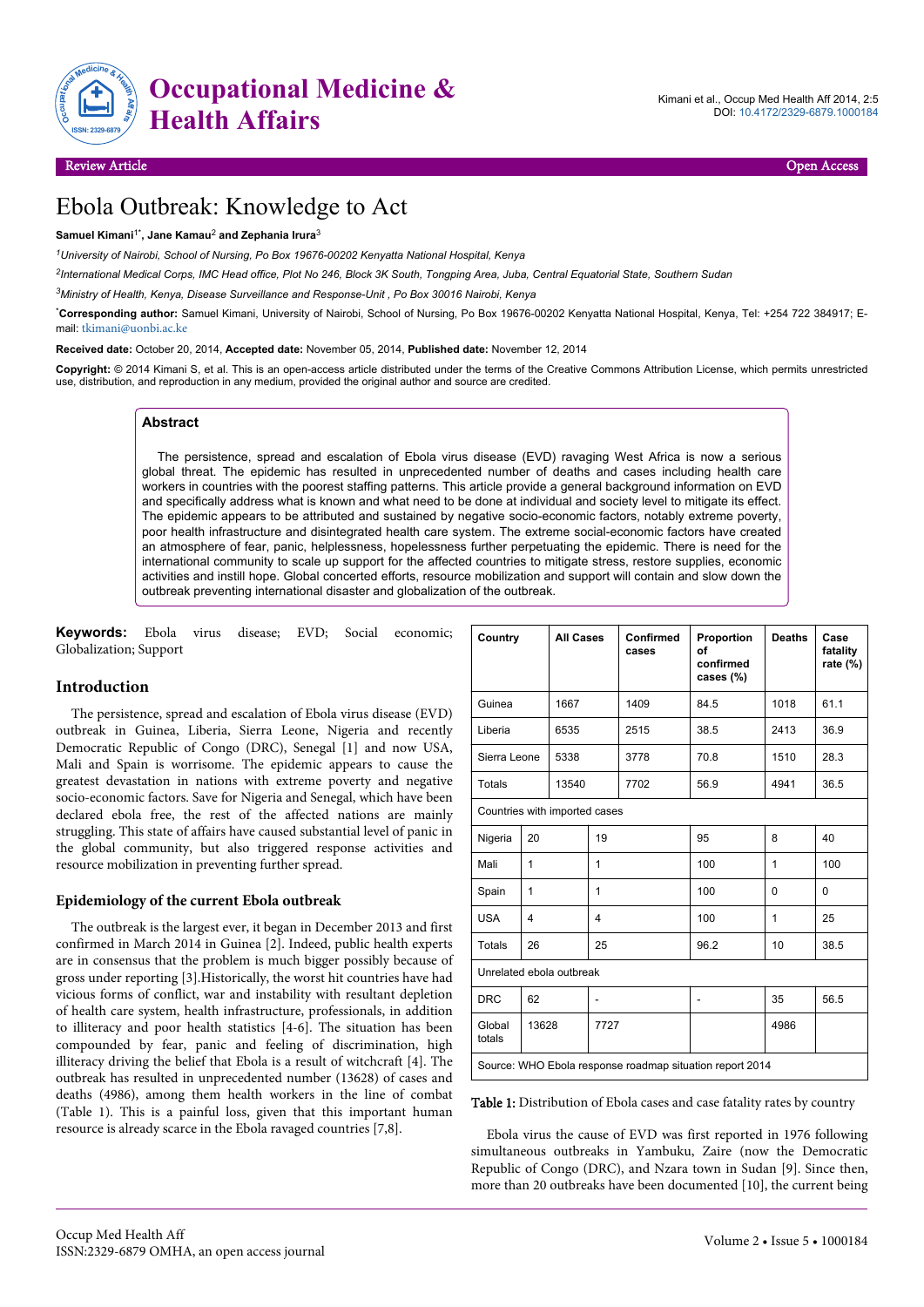Review Article

Open Access

# Ebola Outbreak: Knowledge to Act

**Samuel Kimani**[1*], **Jane Kamau**[2] **and Zephania Irura**[3]

[1]*University of Nairobi, School of Nursing, Po Box 19676-00202 Kenyatta National Hospital, Kenya*

[2]*International Medical Corps, IMC Head office, Plot No 246, Block 3K South, Tongping Area, Juba, Central Equatorial State, Southern Sudan*

[3]*Ministry of Health, Kenya, Disease Surveillance and Response-Unit , Po Box 30016 Nairobi, Kenya*

[*]**Corresponding author:** Samuel Kimani, University of Nairobi, School of Nursing, Po Box 19676-00202 Kenyatta National Hospital, Kenya, Tel: +254 722 384917; E-mail: tkimani@uonbi.ac.ke

**Received date:** October 20, 2014, **Accepted date:** November 05, 2014, **Published date:** November 12, 2014

**Copyright:** © 2014 Kimani S, et al. This is an open-access article distributed under the terms of the Creative Commons Attribution License, which permits unrestricted use, distribution, and reproduction in any medium, provided the original author and source are credited.

## Abstract

The persistence, spread and escalation of Ebola virus disease (EVD) ravaging West Africa is now a serious global threat. The epidemic has resulted in unprecedented number of deaths and cases including health care workers in countries with the poorest staffing patterns. This article provide a general background information on EVD and specifically address what is known and what need to be done at individual and society level to mitigate its effect. The epidemic appears to be attributed and sustained by negative socio-economic factors, notably extreme poverty, poor health infrastructure and disintegrated health care system. The extreme social-economic factors have created an atmosphere of fear, panic, helplessness, hopelessness further perpetuating the epidemic. There is need for the international community to scale up support for the affected countries to mitigate stress, restore supplies, economic activities and instill hope. Global concerted efforts, resource mobilization and support will contain and slow down the outbreak preventing international disaster and globalization of the outbreak.

**Keywords:** Ebola virus disease; EVD; Social economic; Globalization; Support

## Introduction

The persistence, spread and escalation of Ebola virus disease (EVD) outbreak in Guinea, Liberia, Sierra Leone, Nigeria and recently Democratic Republic of Congo (DRC), Senegal [1] and now USA, Mali and Spain is worrisome. The epidemic appears to cause the greatest devastation in nations with extreme poverty and negative socio-economic factors. Save for Nigeria and Senegal, which have been declared ebola free, the rest of the affected nations are mainly struggling. This state of affairs have caused substantial level of panic in the global community, but also triggered response activities and resource mobilization in preventing further spread.

### Epidemiology of the current Ebola outbreak

The outbreak is the largest ever, it began in December 2013 and first confirmed in March 2014 in Guinea [2]. Indeed, public health experts are in consensus that the problem is much bigger possibly because of gross under reporting [3].Historically, the worst hit countries have had vicious forms of conflict, war and instability with resultant depletion of health care system, health infrastructure, professionals, in addition to illiteracy and poor health statistics [4-6]. The situation has been compounded by fear, panic and feeling of discrimination, high illiteracy driving the belief that Ebola is a result of witchcraft [4]. The outbreak has resulted in unprecedented number (13628) of cases and deaths (4986), among them health workers in the line of combat (Table 1). This is a painful loss, given that this important human resource is already scarce in the Ebola ravaged countries [7,8].

| Country | All Cases | Confirmed cases | Proportion of confirmed cases (%) | Deaths | Case fatality rate (%) |
|---|---|---|---|---|---|
| Guinea | 1667 | 1409 | 84.5 | 1018 | 61.1 |
| Liberia | 6535 | 2515 | 38.5 | 2413 | 36.9 |
| Sierra Leone | 5338 | 3778 | 70.8 | 1510 | 28.3 |
| Totals | 13540 | 7702 | 56.9 | 4941 | 36.5 |
| Countries with imported cases | | | | | |
| Nigeria | 20 | 19 | 95 | 8 | 40 |
| Mali | 1 | 1 | 100 | 1 | 100 |
| Spain | 1 | 1 | 100 | 0 | 0 |
| USA | 4 | 4 | 100 | 1 | 25 |
| Totals | 26 | 25 | 96.2 | 10 | 38.5 |
| Unrelated ebola outbreak | | | | | |
| DRC | 62 | - | - | 35 | 56.5 |
| Global totals | 13628 | 7727 | | 4986 | |
| Source: WHO Ebola response roadmap situation report 2014 | | | | | |

Table 1: Distribution of Ebola cases and case fatality rates by country

Ebola virus the cause of EVD was first reported in 1976 following simultaneous outbreaks in Yambuku, Zaire (now the Democratic Republic of Congo (DRC), and Nzara town in Sudan [9]. Since then, more than 20 outbreaks have been documented [10], the current being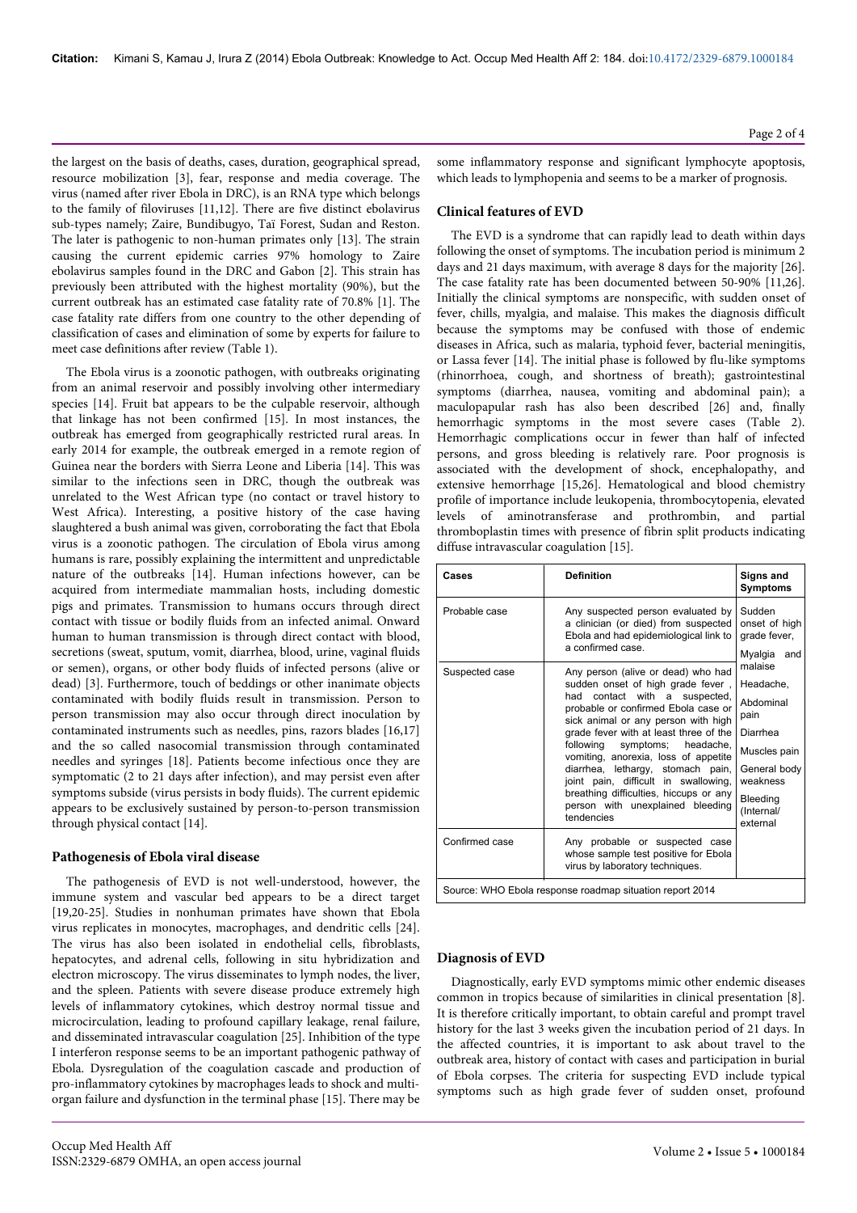the largest on the basis of deaths, cases, duration, geographical spread, resource mobilization [3], fear, response and media coverage. The virus (named after river Ebola in DRC), is an RNA type which belongs to the family of filoviruses [11,12]. There are five distinct ebolavirus sub-types namely; Zaire, Bundibugyo, Taï Forest, Sudan and Reston. The later is pathogenic to non-human primates only [13]. The strain causing the current epidemic carries 97% homology to Zaire ebolavirus samples found in the DRC and Gabon [2]. This strain has previously been attributed with the highest mortality (90%), but the current outbreak has an estimated case fatality rate of 70.8% [1]. The case fatality rate differs from one country to the other depending of classification of cases and elimination of some by experts for failure to meet case definitions after review (Table 1).

The Ebola virus is a zoonotic pathogen, with outbreaks originating from an animal reservoir and possibly involving other intermediary species [14]. Fruit bat appears to be the culpable reservoir, although that linkage has not been confirmed [15]. In most instances, the outbreak has emerged from geographically restricted rural areas. In early 2014 for example, the outbreak emerged in a remote region of Guinea near the borders with Sierra Leone and Liberia [14]. This was similar to the infections seen in DRC, though the outbreak was unrelated to the West African type (no contact or travel history to West Africa). Interesting, a positive history of the case having slaughtered a bush animal was given, corroborating the fact that Ebola virus is a zoonotic pathogen. The circulation of Ebola virus among humans is rare, possibly explaining the intermittent and unpredictable nature of the outbreaks [14]. Human infections however, can be acquired from intermediate mammalian hosts, including domestic pigs and primates. Transmission to humans occurs through direct contact with tissue or bodily fluids from an infected animal. Onward human to human transmission is through direct contact with blood, secretions (sweat, sputum, vomit, diarrhea, blood, urine, vaginal fluids or semen), organs, or other body fluids of infected persons (alive or dead) [3]. Furthermore, touch of beddings or other inanimate objects contaminated with bodily fluids result in transmission. Person to person transmission may also occur through direct inoculation by contaminated instruments such as needles, pins, razors blades [16,17] and the so called nasocomial transmission through contaminated needles and syringes [18]. Patients become infectious once they are symptomatic (2 to 21 days after infection), and may persist even after symptoms subside (virus persists in body fluids). The current epidemic appears to be exclusively sustained by person-to-person transmission through physical contact [14].

## Pathogenesis of Ebola viral disease

The pathogenesis of EVD is not well-understood, however, the immune system and vascular bed appears to be a direct target [19,20-25]. Studies in nonhuman primates have shown that Ebola virus replicates in monocytes, macrophages, and dendritic cells [24]. The virus has also been isolated in endothelial cells, fibroblasts, hepatocytes, and adrenal cells, following in situ hybridization and electron microscopy. The virus disseminates to lymph nodes, the liver, and the spleen. Patients with severe disease produce extremely high levels of inflammatory cytokines, which destroy normal tissue and microcirculation, leading to profound capillary leakage, renal failure, and disseminated intravascular coagulation [25]. Inhibition of the type I interferon response seems to be an important pathogenic pathway of Ebola. Dysregulation of the coagulation cascade and production of pro-inflammatory cytokines by macrophages leads to shock and multi-organ failure and dysfunction in the terminal phase [15]. There may be some inflammatory response and significant lymphocyte apoptosis, which leads to lymphopenia and seems to be a marker of prognosis.

## Clinical features of EVD

The EVD is a syndrome that can rapidly lead to death within days following the onset of symptoms. The incubation period is minimum 2 days and 21 days maximum, with average 8 days for the majority [26]. The case fatality rate has been documented between 50-90% [11,26]. Initially the clinical symptoms are nonspecific, with sudden onset of fever, chills, myalgia, and malaise. This makes the diagnosis difficult because the symptoms may be confused with those of endemic diseases in Africa, such as malaria, typhoid fever, bacterial meningitis, or Lassa fever [14]. The initial phase is followed by flu-like symptoms (rhinorrhoea, cough, and shortness of breath); gastrointestinal symptoms (diarrhea, nausea, vomiting and abdominal pain); a maculopapular rash has also been described [26] and, finally hemorrhagic symptoms in the most severe cases (Table 2). Hemorrhagic complications occur in fewer than half of infected persons, and gross bleeding is relatively rare. Poor prognosis is associated with the development of shock, encephalopathy, and extensive hemorrhage [15,26]. Hematological and blood chemistry profile of importance include leukopenia, thrombocytopenia, elevated levels of aminotransferase and prothrombin, and partial thromboplastin times with presence of fibrin split products indicating diffuse intravascular coagulation [15].

| Cases | Definition | Signs and Symptoms |
|---|---|---|
| Probable case | Any suspected person evaluated by a clinician (or died) from suspected Ebola and had epidemiological link to a confirmed case. | Sudden onset of high grade fever, Myalgia and malaise Headache, Abdominal pain Diarrhea Muscles pain General body weakness Bleeding (Internal/ external |
| Suspected case | Any person (alive or dead) who had sudden onset of high grade fever , had contact with a suspected, probable or confirmed Ebola case or sick animal or any person with high grade fever with at least three of the following symptoms; headache, vomiting, anorexia, loss of appetite diarrhea, lethargy, stomach pain, joint pain, difficult in swallowing, breathing difficulties, hiccups or any person with unexplained bleeding tendencies | |
| Confirmed case | Any probable or suspected case whose sample test positive for Ebola virus by laboratory techniques. | |

Source: WHO Ebola response roadmap situation report 2014

## Diagnosis of EVD

Diagnostically, early EVD symptoms mimic other endemic diseases common in tropics because of similarities in clinical presentation [8]. It is therefore critically important, to obtain careful and prompt travel history for the last 3 weeks given the incubation period of 21 days. In the affected countries, it is important to ask about travel to the outbreak area, history of contact with cases and participation in burial of Ebola corpses. The criteria for suspecting EVD include typical symptoms such as high grade fever of sudden onset, profound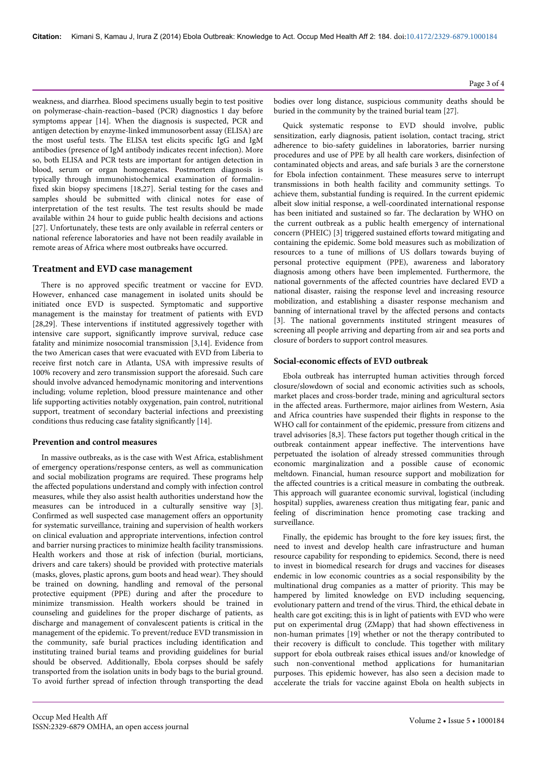weakness, and diarrhea. Blood specimens usually begin to test positive on polymerase-chain-reaction–based (PCR) diagnostics 1 day before symptoms appear [14]. When the diagnosis is suspected, PCR and antigen detection by enzyme-linked immunosorbent assay (ELISA) are the most useful tests. The ELISA test elicits specific IgG and IgM antibodies (presence of IgM antibody indicates recent infection). More so, both ELISA and PCR tests are important for antigen detection in blood, serum or organ homogenates. Postmortem diagnosis is typically through immunohistochemical examination of formalin-fixed skin biopsy specimens [18,27]. Serial testing for the cases and samples should be submitted with clinical notes for ease of interpretation of the test results. The test results should be made available within 24 hour to guide public health decisions and actions [27]. Unfortunately, these tests are only available in referral centers or national reference laboratories and have not been readily available in remote areas of Africa where most outbreaks have occurred.

## Treatment and EVD case management

There is no approved specific treatment or vaccine for EVD. However, enhanced case management in isolated units should be initiated once EVD is suspected. Symptomatic and supportive management is the mainstay for treatment of patients with EVD [28,29]. These interventions if instituted aggressively together with intensive care support, significantly improve survival, reduce case fatality and minimize nosocomial transmission [3,14]. Evidence from the two American cases that were evacuated with EVD from Liberia to receive first notch care in Atlanta, USA with impressive results of 100% recovery and zero transmission support the aforesaid. Such care should involve advanced hemodynamic monitoring and interventions including; volume repletion, blood pressure maintenance and other life supporting activities notably oxygenation, pain control, nutritional support, treatment of secondary bacterial infections and preexisting conditions thus reducing case fatality significantly [14].

### Prevention and control measures

In massive outbreaks, as is the case with West Africa, establishment of emergency operations/response centers, as well as communication and social mobilization programs are required. These programs help the affected populations understand and comply with infection control measures, while they also assist health authorities understand how the measures can be introduced in a culturally sensitive way [3]. Confirmed as well suspected case management offers an opportunity for systematic surveillance, training and supervision of health workers on clinical evaluation and appropriate interventions, infection control and barrier nursing practices to minimize health facility transmissions. Health workers and those at risk of infection (burial, morticians, drivers and care takers) should be provided with protective materials (masks, gloves, plastic aprons, gum boots and head wear). They should be trained on downing, handling and removal of the personal protective equipment (PPE) during and after the procedure to minimize transmission. Health workers should be trained in counseling and guidelines for the proper discharge of patients, as discharge and management of convalescent patients is critical in the management of the epidemic. To prevent/reduce EVD transmission in the community, safe burial practices including identification and instituting trained burial teams and providing guidelines for burial should be observed. Additionally, Ebola corpses should be safely transported from the isolation units in body bags to the burial ground. To avoid further spread of infection through transporting the dead bodies over long distance, suspicious community deaths should be buried in the community by the trained burial team [27].

Quick systematic response to EVD should involve, public sensitization, early diagnosis, patient isolation, contact tracing, strict adherence to bio-safety guidelines in laboratories, barrier nursing procedures and use of PPE by all health care workers, disinfection of contaminated objects and areas, and safe burials 3 are the cornerstone for Ebola infection containment. These measures serve to interrupt transmissions in both health facility and community settings. To achieve them, substantial funding is required. In the current epidemic albeit slow initial response, a well-coordinated international response has been initiated and sustained so far. The declaration by WHO on the current outbreak as a public health emergency of international concern (PHEIC) [3] triggered sustained efforts toward mitigating and containing the epidemic. Some bold measures such as mobilization of resources to a tune of millions of US dollars towards buying of personal protective equipment (PPE), awareness and laboratory diagnosis among others have been implemented. Furthermore, the national governments of the affected countries have declared EVD a national disaster, raising the response level and increasing resource mobilization, and establishing a disaster response mechanism and banning of international travel by the affected persons and contacts [3]. The national governments instituted stringent measures of screening all people arriving and departing from air and sea ports and closure of borders to support control measures.

### Social-economic effects of EVD outbreak

Ebola outbreak has interrupted human activities through forced closure/slowdown of social and economic activities such as schools, market places and cross-border trade, mining and agricultural sectors in the affected areas. Furthermore, major airlines from Western, Asia and Africa countries have suspended their flights in response to the WHO call for containment of the epidemic, pressure from citizens and travel advisories [8,3]. These factors put together though critical in the outbreak containment appear ineffective. The interventions have perpetuated the isolation of already stressed communities through economic marginalization and a possible cause of economic meltdown. Financial, human resource support and mobilization for the affected countries is a critical measure in combating the outbreak. This approach will guarantee economic survival, logistical (including hospital) supplies, awareness creation thus mitigating fear, panic and feeling of discrimination hence promoting case tracking and surveillance.

Finally, the epidemic has brought to the fore key issues; first, the need to invest and develop health care infrastructure and human resource capability for responding to epidemics. Second, there is need to invest in biomedical research for drugs and vaccines for diseases endemic in low economic countries as a social responsibility by the multinational drug companies as a matter of priority. This may be hampered by limited knowledge on EVD including sequencing, evolutionary pattern and trend of the virus. Third, the ethical debate in health care got exciting; this is in light of patients with EVD who were put on experimental drug (ZMapp) that had shown effectiveness in non-human primates [19] whether or not the therapy contributed to their recovery is difficult to conclude. This together with military support for ebola outbreak raises ethical issues and/or knowledge of such non-conventional method applications for humanitarian purposes. This epidemic however, has also seen a decision made to accelerate the trials for vaccine against Ebola on health subjects in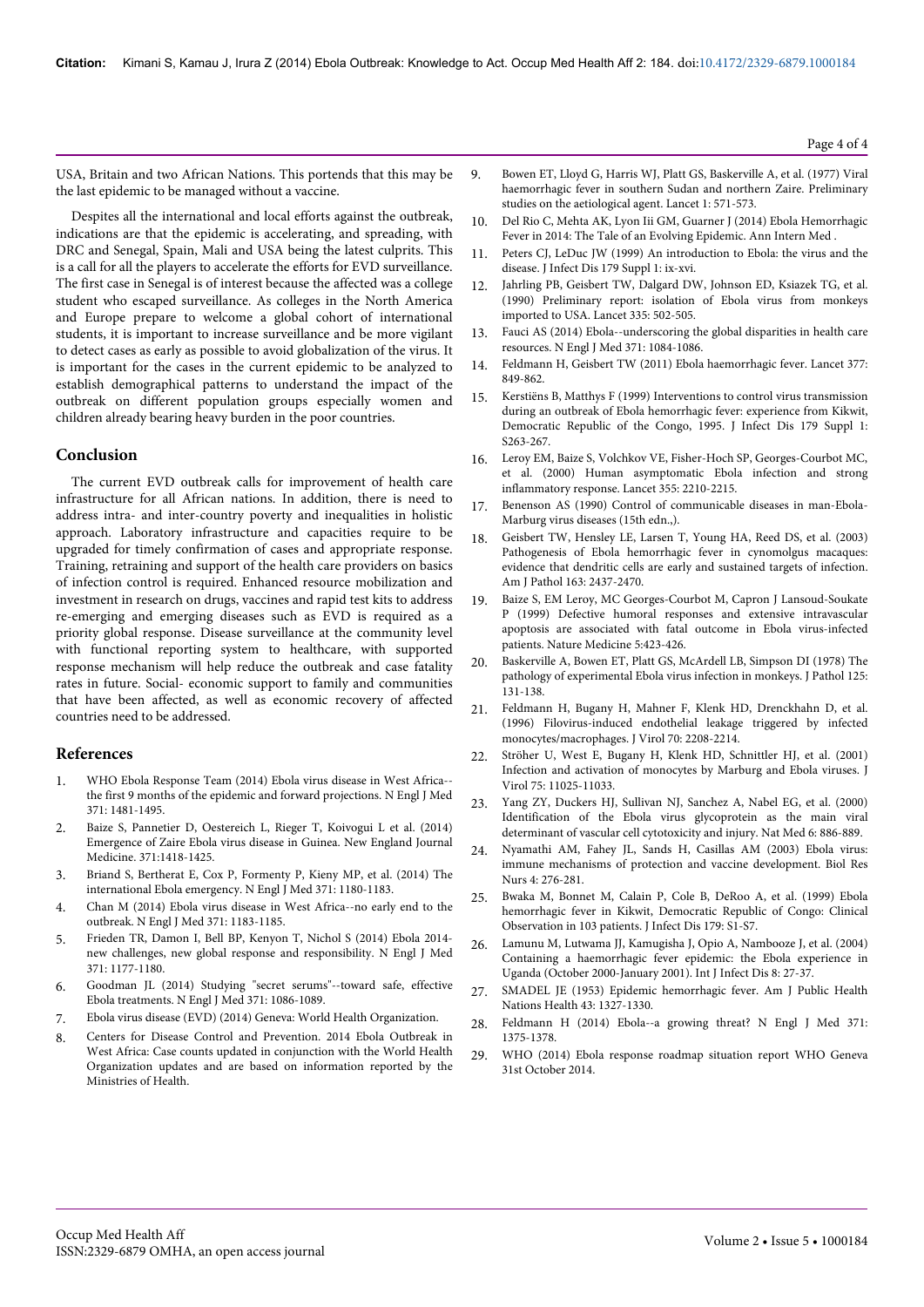USA, Britain and two African Nations. This portends that this may be the last epidemic to be managed without a vaccine.

Despites all the international and local efforts against the outbreak, indications are that the epidemic is accelerating, and spreading, with DRC and Senegal, Spain, Mali and USA being the latest culprits. This is a call for all the players to accelerate the efforts for EVD surveillance. The first case in Senegal is of interest because the affected was a college student who escaped surveillance. As colleges in the North America and Europe prepare to welcome a global cohort of international students, it is important to increase surveillance and be more vigilant to detect cases as early as possible to avoid globalization of the virus. It is important for the cases in the current epidemic to be analyzed to establish demographical patterns to understand the impact of the outbreak on different population groups especially women and children already bearing heavy burden in the poor countries.

## Conclusion

The current EVD outbreak calls for improvement of health care infrastructure for all African nations. In addition, there is need to address intra- and inter-country poverty and inequalities in holistic approach. Laboratory infrastructure and capacities require to be upgraded for timely confirmation of cases and appropriate response. Training, retraining and support of the health care providers on basics of infection control is required. Enhanced resource mobilization and investment in research on drugs, vaccines and rapid test kits to address re-emerging and emerging diseases such as EVD is required as a priority global response. Disease surveillance at the community level with functional reporting system to healthcare, with supported response mechanism will help reduce the outbreak and case fatality rates in future. Social- economic support to family and communities that have been affected, as well as economic recovery of affected countries need to be addressed.

## References

1. WHO Ebola Response Team (2014) Ebola virus disease in West Africa--the first 9 months of the epidemic and forward projections. N Engl J Med 371: 1481-1495.
2. Baize S, Pannetier D, Oestereich L, Rieger T, Koivogui L et al. (2014) Emergence of Zaire Ebola virus disease in Guinea. New England Journal Medicine. 371:1418-1425.
3. Briand S, Bertherat E, Cox P, Formenty P, Kieny MP, et al. (2014) The international Ebola emergency. N Engl J Med 371: 1180-1183.
4. Chan M (2014) Ebola virus disease in West Africa--no early end to the outbreak. N Engl J Med 371: 1183-1185.
5. Frieden TR, Damon I, Bell BP, Kenyon T, Nichol S (2014) Ebola 2014-new challenges, new global response and responsibility. N Engl J Med 371: 1177-1180.
6. Goodman JL (2014) Studying "secret serums"--toward safe, effective Ebola treatments. N Engl J Med 371: 1086-1089.
7. Ebola virus disease (EVD) (2014) Geneva: World Health Organization.
8. Centers for Disease Control and Prevention. 2014 Ebola Outbreak in West Africa: Case counts updated in conjunction with the World Health Organization updates and are based on information reported by the Ministries of Health.
9. Bowen ET, Lloyd G, Harris WJ, Platt GS, Baskerville A, et al. (1977) Viral haemorrhagic fever in southern Sudan and northern Zaire. Preliminary studies on the aetiological agent. Lancet 1: 571-573.
10. Del Rio C, Mehta AK, Lyon Iii GM, Guarner J (2014) Ebola Hemorrhagic Fever in 2014: The Tale of an Evolving Epidemic. Ann Intern Med .
11. Peters CJ, LeDuc JW (1999) An introduction to Ebola: the virus and the disease. J Infect Dis 179 Suppl 1: ix-xvi.
12. Jahrling PB, Geisbert TW, Dalgard DW, Johnson ED, Ksiazek TG, et al. (1990) Preliminary report: isolation of Ebola virus from monkeys imported to USA. Lancet 335: 502-505.
13. Fauci AS (2014) Ebola--underscoring the global disparities in health care resources. N Engl J Med 371: 1084-1086.
14. Feldmann H, Geisbert TW (2011) Ebola haemorrhagic fever. Lancet 377: 849-862.
15. Kerstiëns B, Matthys F (1999) Interventions to control virus transmission during an outbreak of Ebola hemorrhagic fever: experience from Kikwit, Democratic Republic of the Congo, 1995. J Infect Dis 179 Suppl 1: S263-267.
16. Leroy EM, Baize S, Volchkov VE, Fisher-Hoch SP, Georges-Courbot MC, et al. (2000) Human asymptomatic Ebola infection and strong inflammatory response. Lancet 355: 2210-2215.
17. Benenson AS (1990) Control of communicable diseases in man-Ebola-Marburg virus diseases (15th edn.,).
18. Geisbert TW, Hensley LE, Larsen T, Young HA, Reed DS, et al. (2003) Pathogenesis of Ebola hemorrhagic fever in cynomolgus macaques: evidence that dendritic cells are early and sustained targets of infection. Am J Pathol 163: 2437-2470.
19. Baize S, EM Leroy, MC Georges-Courbot M, Capron J Lansoud-Soukate P (1999) Defective humoral responses and extensive intravascular apoptosis are associated with fatal outcome in Ebola virus-infected patients. Nature Medicine 5:423-426.
20. Baskerville A, Bowen ET, Platt GS, McArdell LB, Simpson DI (1978) The pathology of experimental Ebola virus infection in monkeys. J Pathol 125: 131-138.
21. Feldmann H, Bugany H, Mahner F, Klenk HD, Drenckhahn D, et al. (1996) Filovirus-induced endothelial leakage triggered by infected monocytes/macrophages. J Virol 70: 2208-2214.
22. Ströher U, West E, Bugany H, Klenk HD, Schnittler HJ, et al. (2001) Infection and activation of monocytes by Marburg and Ebola viruses. J Virol 75: 11025-11033.
23. Yang ZY, Duckers HJ, Sullivan NJ, Sanchez A, Nabel EG, et al. (2000) Identification of the Ebola virus glycoprotein as the main viral determinant of vascular cell cytotoxicity and injury. Nat Med 6: 886-889.
24. Nyamathi AM, Fahey JL, Sands H, Casillas AM (2003) Ebola virus: immune mechanisms of protection and vaccine development. Biol Res Nurs 4: 276-281.
25. Bwaka M, Bonnet M, Calain P, Cole B, DeRoo A, et al. (1999) Ebola hemorrhagic fever in Kikwit, Democratic Republic of Congo: Clinical Observation in 103 patients. J Infect Dis 179: S1-S7.
26. Lamunu M, Lutwama JJ, Kamugisha J, Opio A, Nambooze J, et al. (2004) Containing a haemorrhagic fever epidemic: the Ebola experience in Uganda (October 2000-January 2001). Int J Infect Dis 8: 27-37.
27. SMADEL JE (1953) Epidemic hemorrhagic fever. Am J Public Health Nations Health 43: 1327-1330.
28. Feldmann H (2014) Ebola--a growing threat? N Engl J Med 371: 1375-1378.
29. WHO (2014) Ebola response roadmap situation report WHO Geneva 31st October 2014.